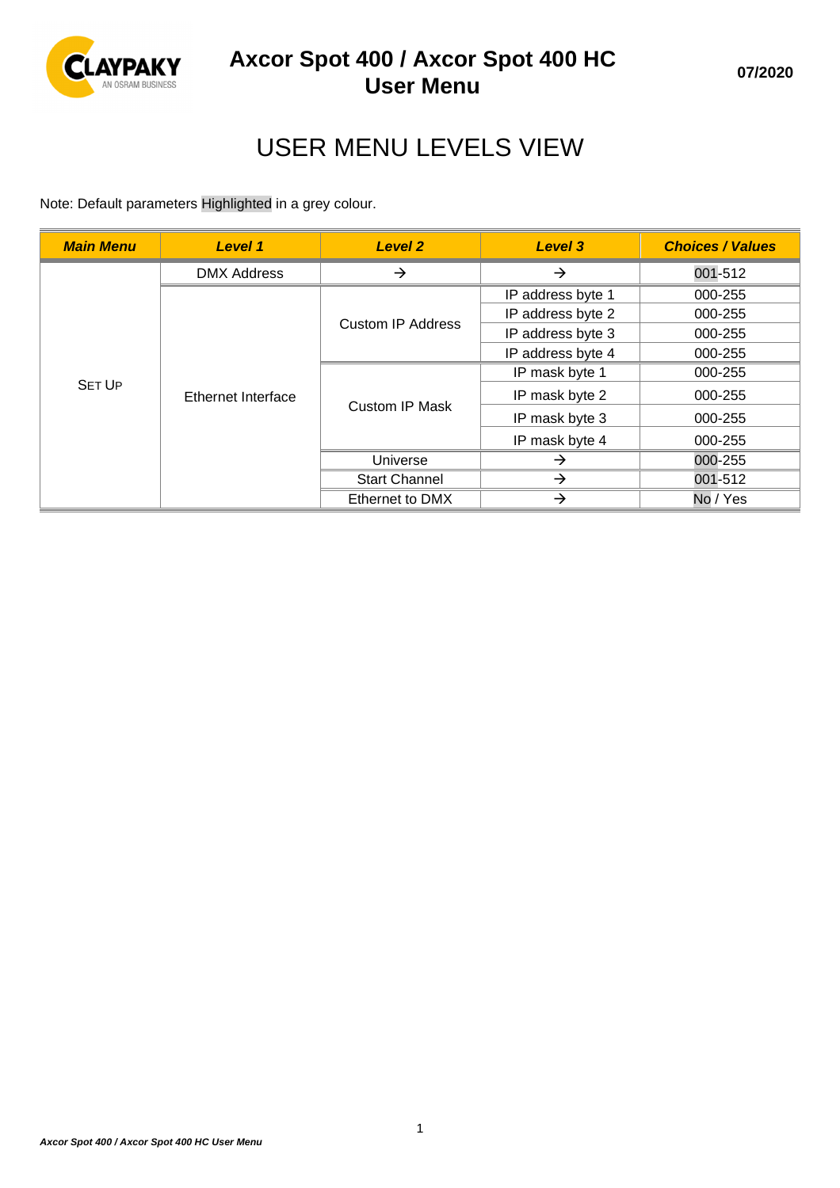# Axcor Spot 400 / Axcor Spot 400 HC User Menu

07/2020

## USER MENU LEVELS VIEW

Note: Default parameters Highlighted in a grey colour.

| Main Menu | Level 1 | Level 2 | Level 3 | Choices / Values |
|---|---|---|---|---|
| SET UP | DMX Address | → | → | 001-512 |
| | Ethernet Interface | Custom IP Address | IP address byte 1 | 000-255 |
| | | | IP address byte 2 | 000-255 |
| | | | IP address byte 3 | 000-255 |
| | | | IP address byte 4 | 000-255 |
| | | Custom IP Mask | IP mask byte 1 | 000-255 |
| | | | IP mask byte 2 | 000-255 |
| | | | IP mask byte 3 | 000-255 |
| | | | IP mask byte 4 | 000-255 |
| | | Universe | → | 000-255 |
| | | Start Channel | → | 001-512 |
| | | Ethernet to DMX | → | No / Yes |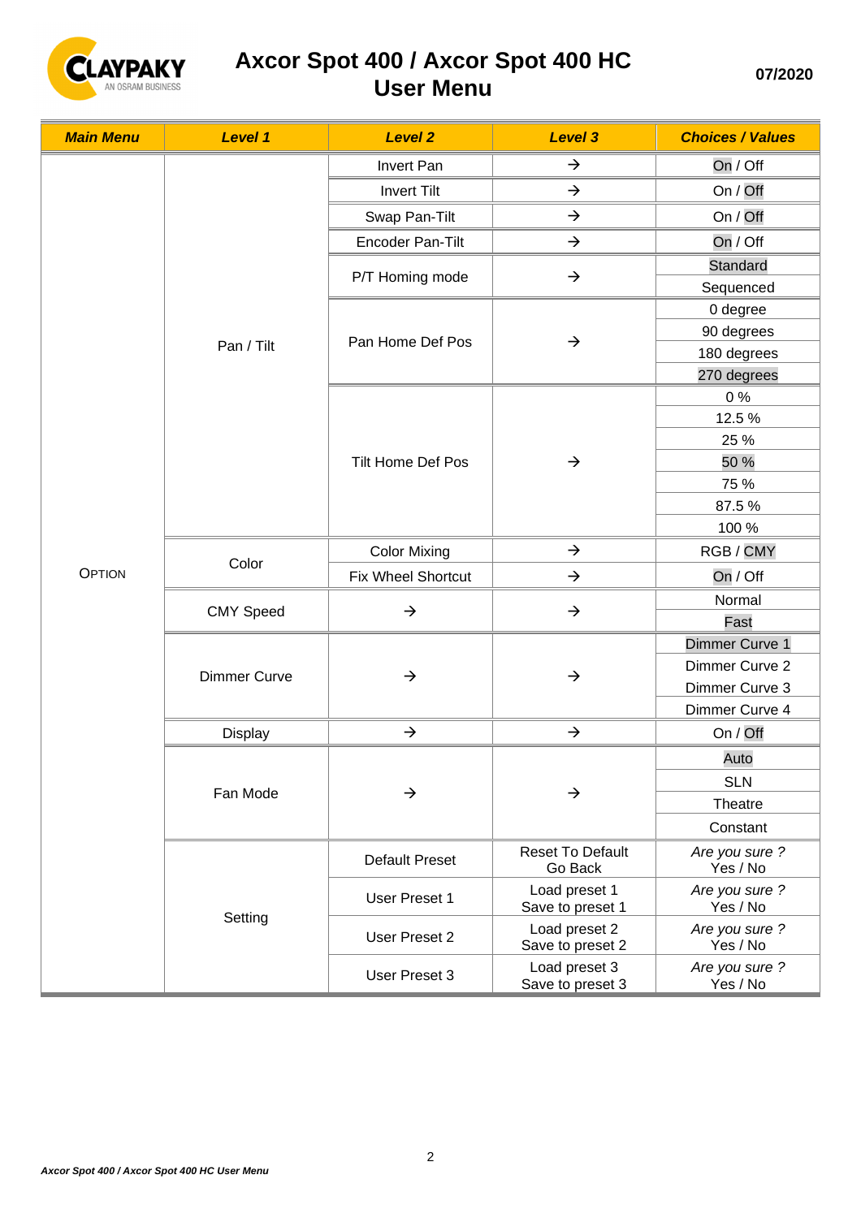# Axcor Spot 400 / Axcor Spot 400 HC User Menu

07/2020

| Main Menu | Level 1 | Level 2 | Level 3 | Choices / Values |
|---|---|---|---|---|
| OPTION | Pan / Tilt | Invert Pan | → | On / Off |
| | | Invert Tilt | → | On / Off |
| | | Swap Pan-Tilt | → | On / Off |
| | | Encoder Pan-Tilt | → | On / Off |
| | | P/T Homing mode | → | Standard |
| | | | | Sequenced |
| | | Pan Home Def Pos | → | 0 degree |
| | | | | 90 degrees |
| | | | | 180 degrees |
| | | | | 270 degrees |
| | | Tilt Home Def Pos | → | 0 % |
| | | | | 12.5 % |
| | | | | 25 % |
| | | | | 50 % |
| | | | | 75 % |
| | | | | 87.5 % |
| | | | | 100 % |
| | Color | Color Mixing | → | RGB / CMY |
| | | Fix Wheel Shortcut | → | On / Off |
| | CMY Speed | → | → | Normal |
| | | | | Fast |
| | Dimmer Curve | → | → | Dimmer Curve 1 |
| | | | | Dimmer Curve 2 |
| | | | | Dimmer Curve 3 |
| | | | | Dimmer Curve 4 |
| | Display | → | → | On / Off |
| | Fan Mode | → | → | Auto |
| | | | | SLN |
| | | | | Theatre |
| | | | | Constant |
| | Setting | Default Preset | Reset To Default<br>Go Back | *Are you sure ?*<br>Yes / No |
| | | User Preset 1 | Load preset 1<br>Save to preset 1 | *Are you sure ?*<br>Yes / No |
| | | User Preset 2 | Load preset 2<br>Save to preset 2 | *Are you sure ?*<br>Yes / No |
| | | User Preset 3 | Load preset 3<br>Save to preset 3 | *Are you sure ?*<br>Yes / No |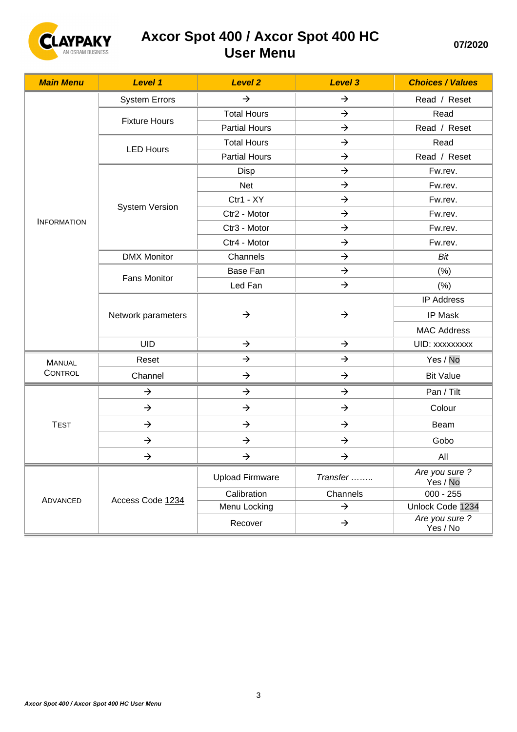# Axcor Spot 400 / Axcor Spot 400 HC User Menu

07/2020

| Main Menu | Level 1 | Level 2 | Level 3 | Choices / Values |
|---|---|---|---|---|
| INFORMATION | System Errors | → | → | Read / Reset |
| | Fixture Hours | Total Hours | → | Read |
| | | Partial Hours | → | Read / Reset |
| | LED Hours | Total Hours | → | Read |
| | | Partial Hours | → | Read / Reset |
| | System Version | Disp | → | Fw.rev. |
| | | Net | → | Fw.rev. |
| | | Ctr1 - XY | → | Fw.rev. |
| | | Ctr2 - Motor | → | Fw.rev. |
| | | Ctr3 - Motor | → | Fw.rev. |
| | | Ctr4 - Motor | → | Fw.rev. |
| | DMX Monitor | Channels | → | *Bit* |
| | Fans Monitor | Base Fan | → | (%) |
| | | Led Fan | → | (%) |
| | Network parameters | → | → | IP Address |
| | | | | IP Mask |
| | | | | MAC Address |
| | UID | → | → | UID: xxxxxxxxx |
| MANUAL CONTROL | Reset | → | → | Yes / No |
| | Channel | → | → | Bit Value |
| TEST | → | → | → | Pan / Tilt |
| | → | → | → | Colour |
| | → | → | → | Beam |
| | → | → | → | Gobo |
| | → | → | → | All |
| ADVANCED | Access Code 1234 | Upload Firmware | *Transfer ……..* | *Are you sure ?* Yes / No |
| | | Calibration | Channels | 000 - 255 |
| | | Menu Locking | → | Unlock Code 1234 |
| | | Recover | → | *Are you sure ?* Yes / No |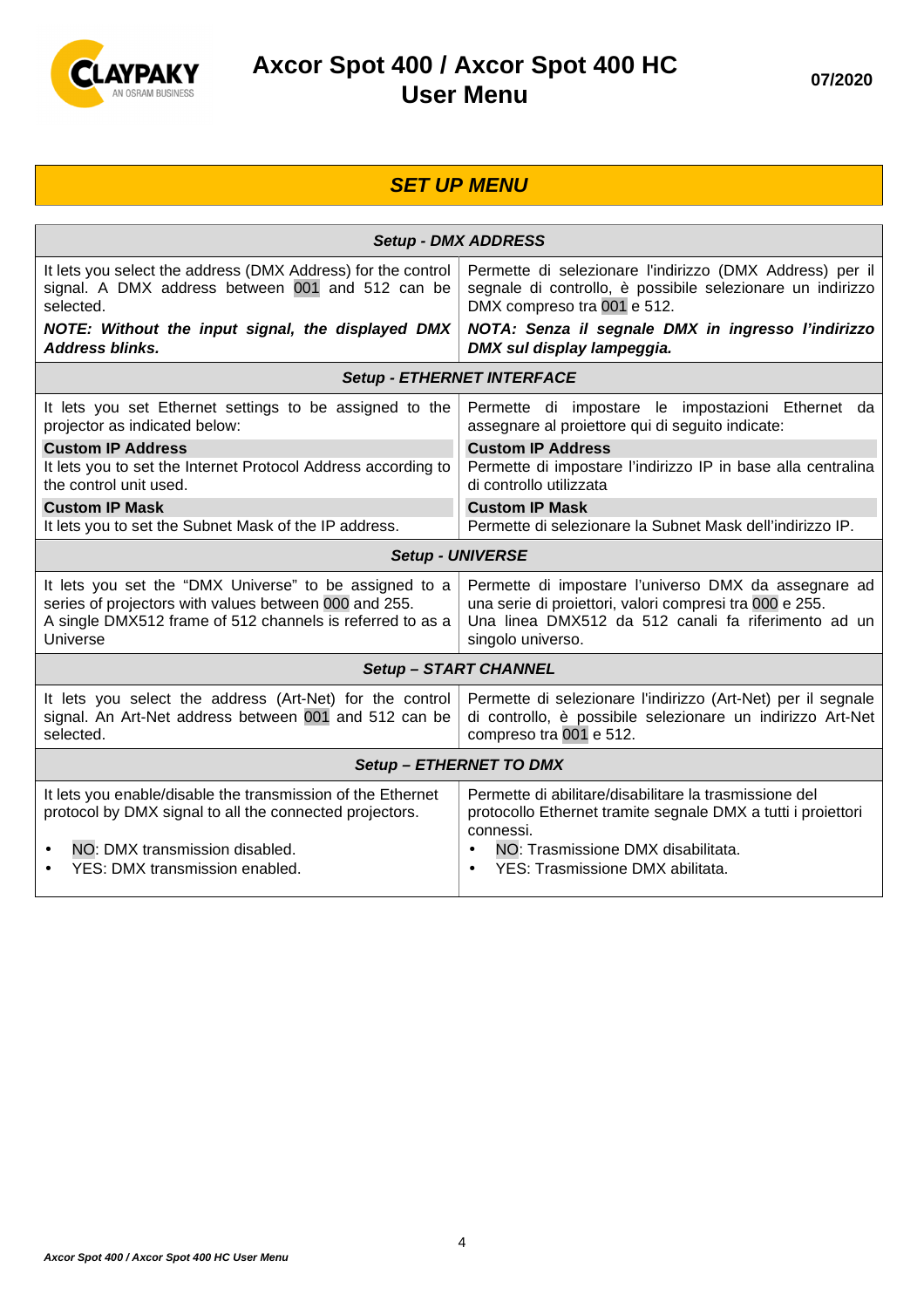# Axcor Spot 400 / Axcor Spot 400 HC User Menu

07/2020

## *SET UP MENU*

| ***Setup - DMX ADDRESS*** | |
|---|---|
| It lets you select the address (DMX Address) for the control signal. A DMX address between 001 and 512 can be selected.<br>***NOTE: Without the input signal, the displayed DMX Address blinks.*** | Permette di selezionare l'indirizzo (DMX Address) per il segnale di controllo, è possibile selezionare un indirizzo DMX compreso tra 001 e 512.<br>***NOTA: Senza il segnale DMX in ingresso l'indirizzo DMX sul display lampeggia.*** |
| ***Setup - ETHERNET INTERFACE*** | |
| It lets you set Ethernet settings to be assigned to the projector as indicated below:<br>**Custom IP Address**<br>It lets you to set the Internet Protocol Address according to the control unit used.<br>**Custom IP Mask**<br>It lets you to set the Subnet Mask of the IP address. | Permette di impostare le impostazioni Ethernet da assegnare al proiettore qui di seguito indicate:<br>**Custom IP Address**<br>Permette di impostare l'indirizzo IP in base alla centralina di controllo utilizzata<br>**Custom IP Mask**<br>Permette di selezionare la Subnet Mask dell'indirizzo IP. |
| ***Setup - UNIVERSE*** | |
| It lets you set the "DMX Universe" to be assigned to a series of projectors with values between 000 and 255.<br>A single DMX512 frame of 512 channels is referred to as a Universe | Permette di impostare l'universo DMX da assegnare ad una serie di proiettori, valori compresi tra 000 e 255.<br>Una linea DMX512 da 512 canali fa riferimento ad un singolo universo. |
| ***Setup – START CHANNEL*** | |
| It lets you select the address (Art-Net) for the control signal. An Art-Net address between 001 and 512 can be selected. | Permette di selezionare l'indirizzo (Art-Net) per il segnale di controllo, è possibile selezionare un indirizzo Art-Net compreso tra 001 e 512. |
| ***Setup – ETHERNET TO DMX*** | |
| It lets you enable/disable the transmission of the Ethernet protocol by DMX signal to all the connected projectors.<br>• NO: DMX transmission disabled.<br>• YES: DMX transmission enabled. | Permette di abilitare/disabilitare la trasmissione del protocollo Ethernet tramite segnale DMX a tutti i proiettori connessi.<br>• NO: Trasmissione DMX disabilitata.<br>• YES: Trasmissione DMX abilitata. |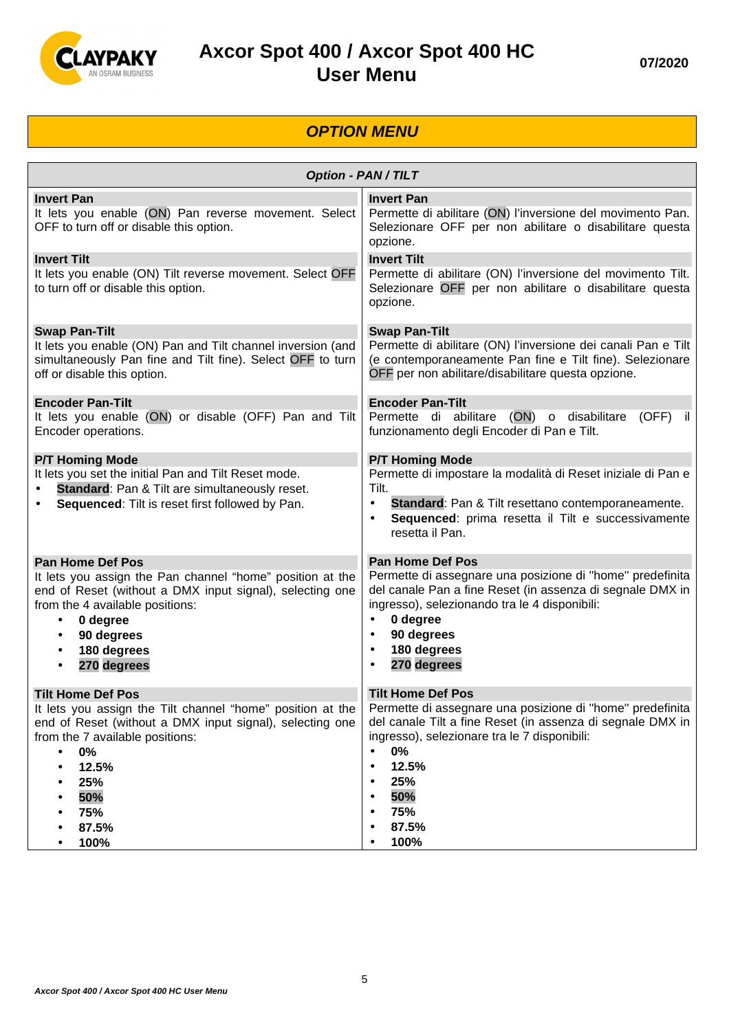## OPTION MENU

| Option - PAN / TILT | |
|---|---|
| **Invert Pan**<br>It lets you enable (ON) Pan reverse movement. Select OFF to turn off or disable this option. | **Invert Pan**<br>Permette di abilitare (ON) l'inversione del movimento Pan. Selezionare OFF per non abilitare o disabilitare questa opzione. |
| **Invert Tilt**<br>It lets you enable (ON) Tilt reverse movement. Select OFF to turn off or disable this option. | **Invert Tilt**<br>Permette di abilitare (ON) l'inversione del movimento Tilt. Selezionare OFF per non abilitare o disabilitare questa opzione. |
| **Swap Pan-Tilt**<br>It lets you enable (ON) Pan and Tilt channel inversion (and simultaneously Pan fine and Tilt fine). Select OFF to turn off or disable this option. | **Swap Pan-Tilt**<br>Permette di abilitare (ON) l'inversione dei canali Pan e Tilt (e contemporaneamente Pan fine e Tilt fine). Selezionare OFF per non abilitare/disabilitare questa opzione. |
| **Encoder Pan-Tilt**<br>It lets you enable (ON) or disable (OFF) Pan and Tilt Encoder operations. | **Encoder Pan-Tilt**<br>Permette di abilitare (ON) o disabilitare (OFF) il funzionamento degli Encoder di Pan e Tilt. |
| **P/T Homing Mode**<br>It lets you set the initial Pan and Tilt Reset mode.<br>• **Standard**: Pan & Tilt are simultaneously reset.<br>• **Sequenced**: Tilt is reset first followed by Pan. | **P/T Homing Mode**<br>Permette di impostare la modalità di Reset iniziale di Pan e Tilt.<br>• **Standard**: Pan & Tilt resettano contemporaneamente.<br>• **Sequenced**: prima resetta il Tilt e successivamente resetta il Pan. |
| **Pan Home Def Pos**<br>It lets you assign the Pan channel "home" position at the end of Reset (without a DMX input signal), selecting one from the 4 available positions:<br>• **0 degree**<br>• **90 degrees**<br>• **180 degrees**<br>• **270 degrees** | **Pan Home Def Pos**<br>Permette di assegnare una posizione di "home" predefinita del canale Pan a fine Reset (in assenza di segnale DMX in ingresso), selezionando tra le 4 disponibili:<br>• **0 degree**<br>• **90 degrees**<br>• **180 degrees**<br>• **270 degrees** |
| **Tilt Home Def Pos**<br>It lets you assign the Tilt channel "home" position at the end of Reset (without a DMX input signal), selecting one from the 7 available positions:<br>• **0%**<br>• **12.5%**<br>• **25%**<br>• **50%**<br>• **75%**<br>• **87.5%**<br>• **100%** | **Tilt Home Def Pos**<br>Permette di assegnare una posizione di "home" predefinita del canale Tilt a fine Reset (in assenza di segnale DMX in ingresso), selezionare tra le 7 disponibili:<br>• **0%**<br>• **12.5%**<br>• **25%**<br>• **50%**<br>• **75%**<br>• **87.5%**<br>• **100%** |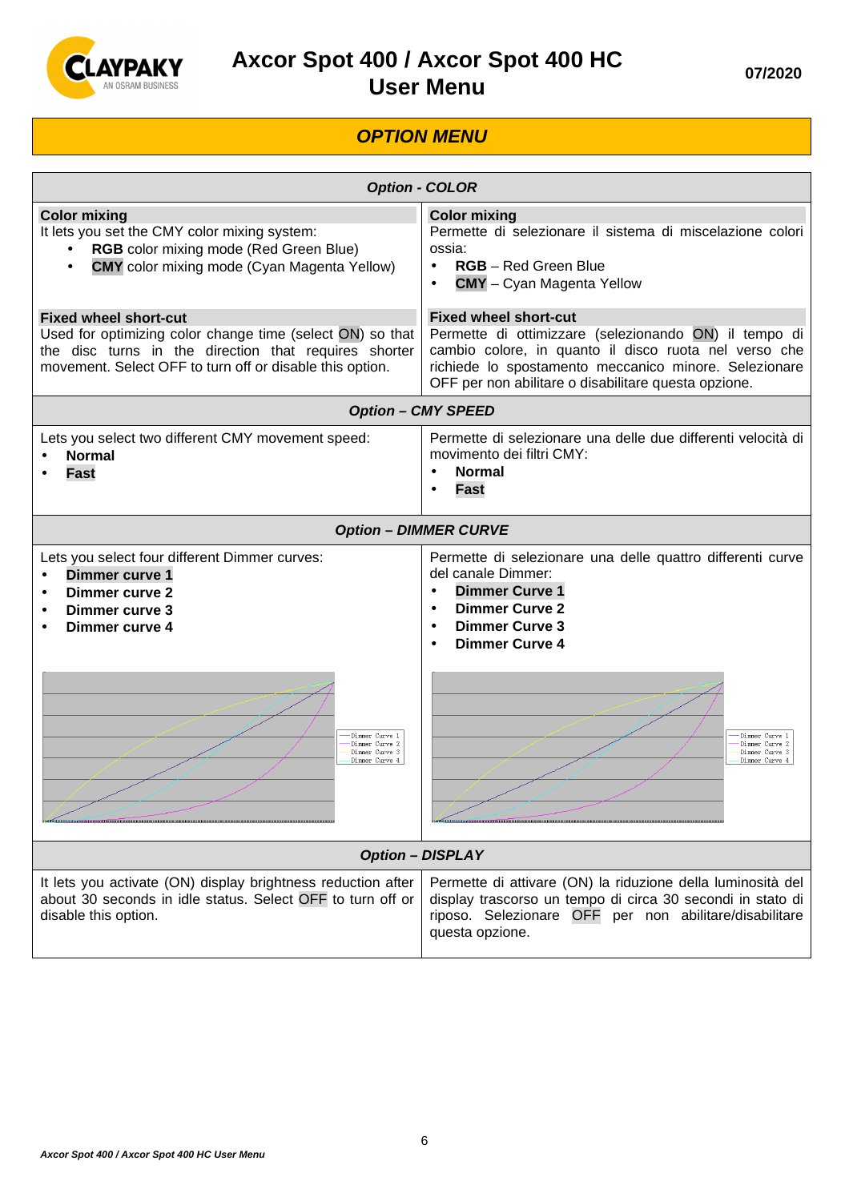# Axcor Spot 400 / Axcor Spot 400 HC
# User Menu

07/2020

## OPTION MENU

| Option - COLOR | |
|---|---|
| **Color mixing**<br>It lets you set the CMY color mixing system:<br>• **RGB** color mixing mode (Red Green Blue)<br>• **CMY** color mixing mode (Cyan Magenta Yellow)<br><br>**Fixed wheel short-cut**<br>Used for optimizing color change time (select ON) so that the disc turns in the direction that requires shorter movement. Select OFF to turn off or disable this option. | **Color mixing**<br>Permette di selezionare il sistema di miscelazione colori ossia:<br>• **RGB** – Red Green Blue<br>• **CMY** – Cyan Magenta Yellow<br><br>**Fixed wheel short-cut**<br>Permette di ottimizzare (selezionando ON) il tempo di cambio colore, in quanto il disco ruota nel verso che richiede lo spostamento meccanico minore. Selezionare OFF per non abilitare o disabilitare questa opzione. |
| **Option – CMY SPEED** | |
| Lets you select two different CMY movement speed:<br>• **Normal**<br>• **Fast** | Permette di selezionare una delle due differenti velocità di movimento dei filtri CMY:<br>• **Normal**<br>• **Fast** |
| **Option – DIMMER CURVE** | |
| Lets you select four different Dimmer curves:<br>• **Dimmer curve 1**<br>• **Dimmer curve 2**<br>• **Dimmer curve 3**<br>• **Dimmer curve 4** | Permette di selezionare una delle quattro differenti curve del canale Dimmer:<br>• **Dimmer Curve 1**<br>• **Dimmer Curve 2**<br>• **Dimmer Curve 3**<br>• **Dimmer Curve 4** |
| **Option – DISPLAY** | |
| It lets you activate (ON) display brightness reduction after about 30 seconds in idle status. Select OFF to turn off or disable this option. | Permette di attivare (ON) la riduzione della luminosità del display trascorso un tempo di circa 30 secondi in stato di riposo. Selezionare OFF per non abilitare/disabilitare questa opzione. |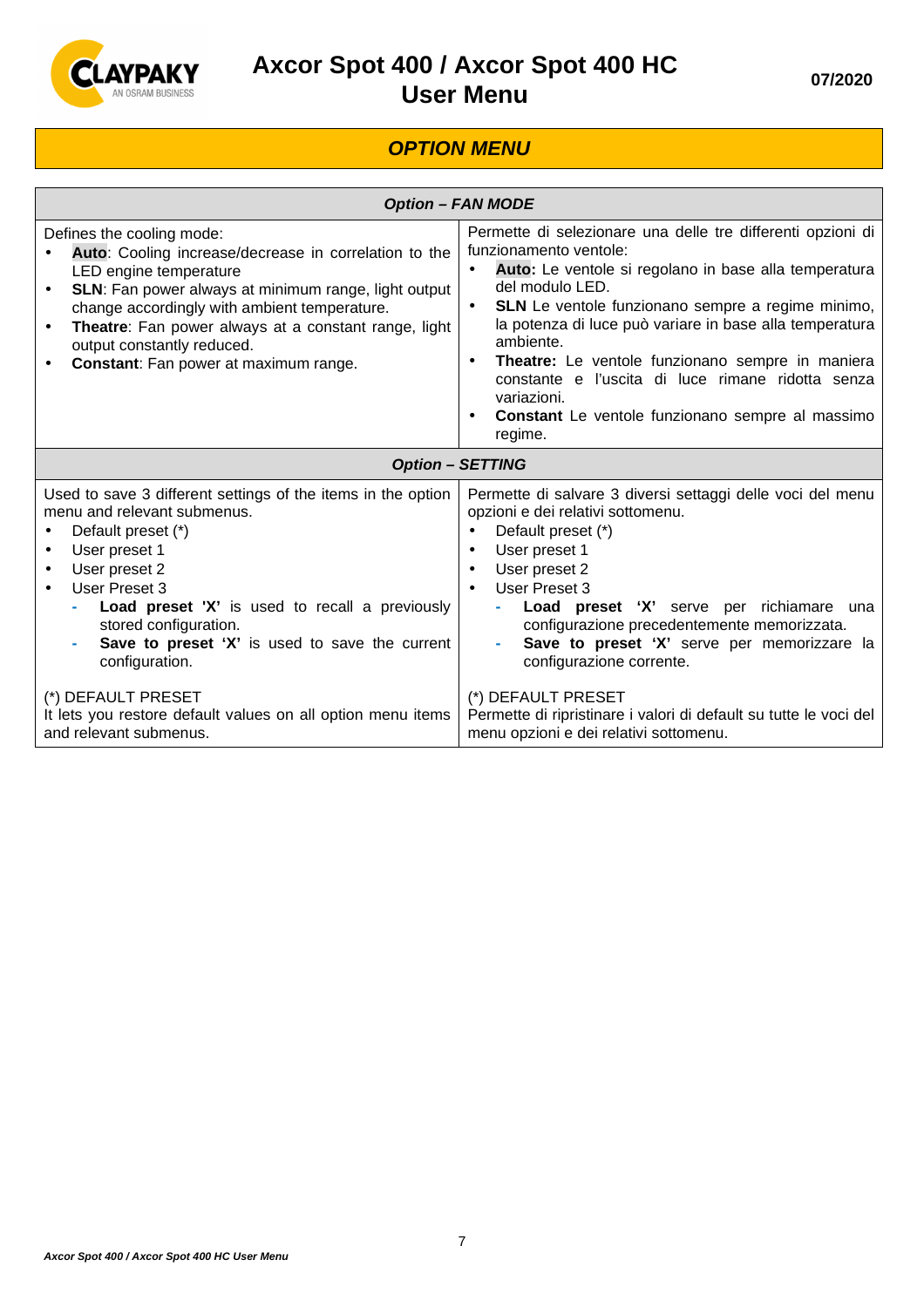## OPTION MENU

| Option – FAN MODE | |
|---|---|
| Defines the cooling mode:<br>• **Auto**: Cooling increase/decrease in correlation to the LED engine temperature<br>• **SLN**: Fan power always at minimum range, light output change accordingly with ambient temperature.<br>• **Theatre**: Fan power always at a constant range, light output constantly reduced.<br>• **Constant**: Fan power at maximum range. | Permette di selezionare una delle tre differenti opzioni di funzionamento ventole:<br>• **Auto:** Le ventole si regolano in base alla temperatura del modulo LED.<br>• **SLN** Le ventole funzionano sempre a regime minimo, la potenza di luce può variare in base alla temperatura ambiente.<br>• **Theatre:** Le ventole funzionano sempre in maniera constante e l'uscita di luce rimane ridotta senza variazioni.<br>• **Constant** Le ventole funzionano sempre al massimo regime. |
| **Option – SETTING** | |
| Used to save 3 different settings of the items in the option menu and relevant submenus.<br>• Default preset (*)<br>• User preset 1<br>• User preset 2<br>• User Preset 3<br>  - **Load preset 'X'** is used to recall a previously stored configuration.<br>  - **Save to preset 'X'** is used to save the current configuration.<br><br>(*) DEFAULT PRESET<br>It lets you restore default values on all option menu items and relevant submenus. | Permette di salvare 3 diversi settaggi delle voci del menu opzioni e dei relativi sottomenu.<br>• Default preset (*)<br>• User preset 1<br>• User preset 2<br>• User Preset 3<br>  - **Load preset 'X'** serve per richiamare una configurazione precedentemente memorizzata.<br>  - **Save to preset 'X'** serve per memorizzare la configurazione corrente.<br><br>(*) DEFAULT PRESET<br>Permette di ripristinare i valori di default su tutte le voci del menu opzioni e dei relativi sottomenu. |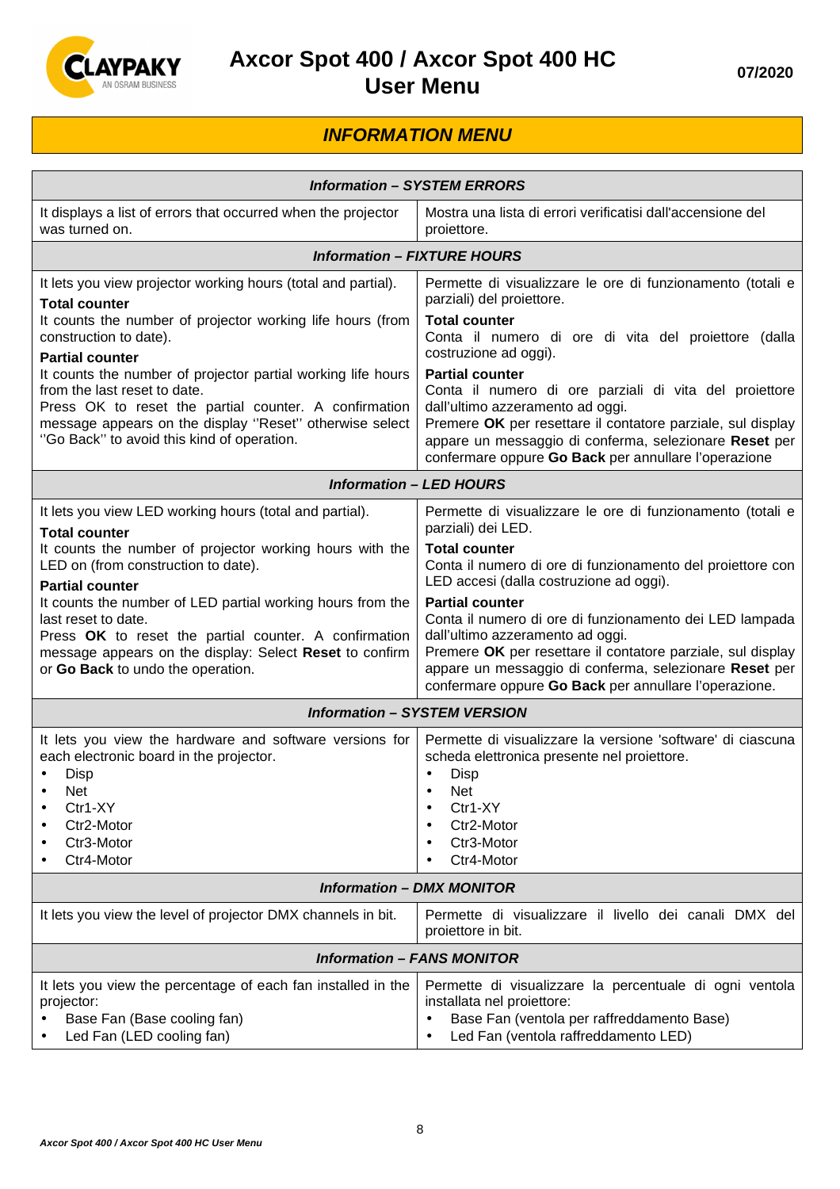## INFORMATION MENU

| Information – SYSTEM ERRORS | |
|---|---|
| It displays a list of errors that occurred when the projector was turned on. | Mostra una lista di errori verificatisi dall'accensione del proiettore. |
| **Information – FIXTURE HOURS** | |
| It lets you view projector working hours (total and partial).<br>**Total counter**<br>It counts the number of projector working life hours (from construction to date).<br>**Partial counter**<br>It counts the number of projector partial working life hours from the last reset to date.<br>Press OK to reset the partial counter. A confirmation message appears on the display ''Reset'' otherwise select ''Go Back'' to avoid this kind of operation. | Permette di visualizzare le ore di funzionamento (totali e parziali) del proiettore.<br>**Total counter**<br>Conta il numero di ore di vita del proiettore (dalla costruzione ad oggi).<br>**Partial counter**<br>Conta il numero di ore parziali di vita del proiettore dall'ultimo azzeramento ad oggi.<br>Premere **OK** per resettare il contatore parziale, sul display appare un messaggio di conferma, selezionare **Reset** per confermare oppure **Go Back** per annullare l'operazione |
| **Information – LED HOURS** | |
| It lets you view LED working hours (total and partial).<br>**Total counter**<br>It counts the number of projector working hours with the LED on (from construction to date).<br>**Partial counter**<br>It counts the number of LED partial working hours from the last reset to date.<br>Press **OK** to reset the partial counter. A confirmation message appears on the display: Select **Reset** to confirm or **Go Back** to undo the operation. | Permette di visualizzare le ore di funzionamento (totali e parziali) dei LED.<br>**Total counter**<br>Conta il numero di ore di funzionamento del proiettore con LED accesi (dalla costruzione ad oggi).<br>**Partial counter**<br>Conta il numero di ore di funzionamento dei LED lampada dall'ultimo azzeramento ad oggi.<br>Premere **OK** per resettare il contatore parziale, sul display appare un messaggio di conferma, selezionare **Reset** per confermare oppure **Go Back** per annullare l'operazione. |
| **Information – SYSTEM VERSION** | |
| It lets you view the hardware and software versions for each electronic board in the projector.<br>• Disp<br>• Net<br>• Ctr1-XY<br>• Ctr2-Motor<br>• Ctr3-Motor<br>• Ctr4-Motor | Permette di visualizzare la versione 'software' di ciascuna scheda elettronica presente nel proiettore.<br>• Disp<br>• Net<br>• Ctr1-XY<br>• Ctr2-Motor<br>• Ctr3-Motor<br>• Ctr4-Motor |
| **Information – DMX MONITOR** | |
| It lets you view the level of projector DMX channels in bit. | Permette di visualizzare il livello dei canali DMX del proiettore in bit. |
| **Information – FANS MONITOR** | |
| It lets you view the percentage of each fan installed in the projector:<br>• Base Fan (Base cooling fan)<br>• Led Fan (LED cooling fan) | Permette di visualizzare la percentuale di ogni ventola installata nel proiettore:<br>• Base Fan (ventola per raffreddamento Base)<br>• Led Fan (ventola raffreddamento LED) |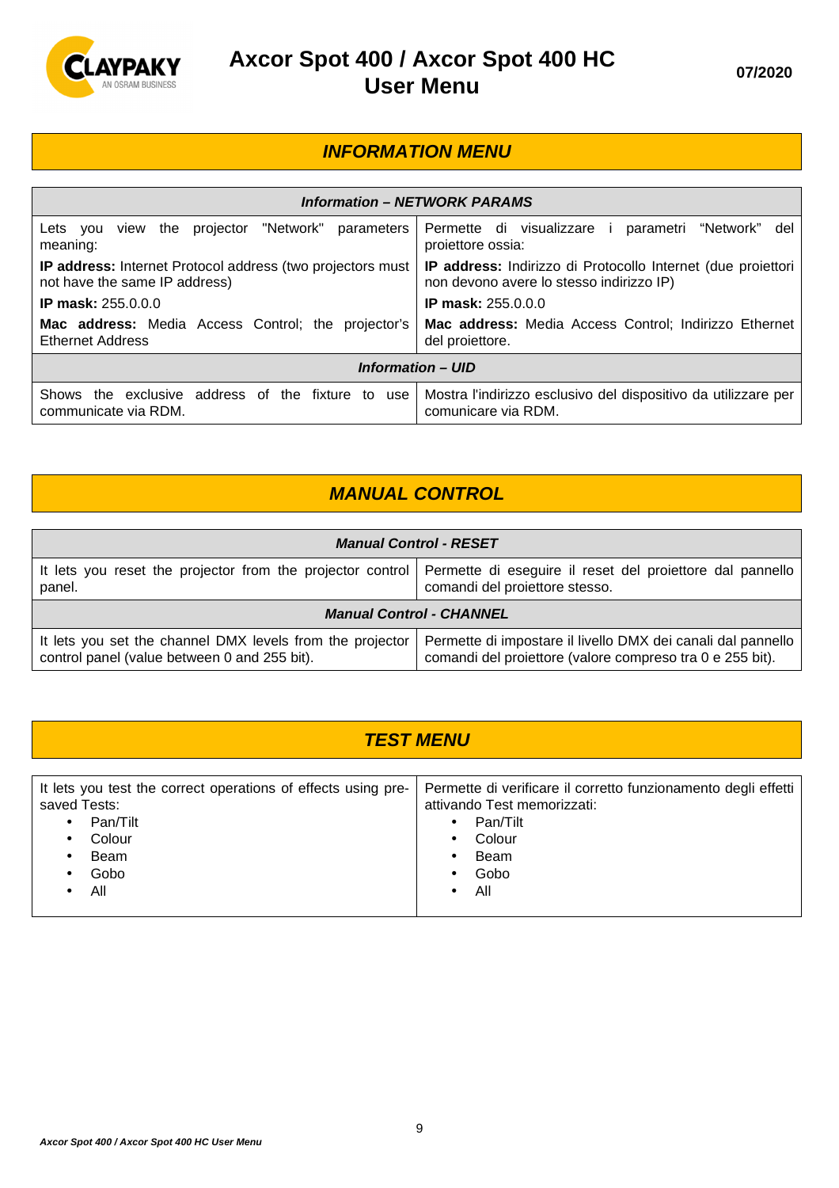## INFORMATION MENU

| Information – NETWORK PARAMS | |
|---|---|
| Lets you view the projector "Network" parameters meaning: | Permette di visualizzare i parametri “Network” del proiettore ossia: |
| **IP address:** Internet Protocol address (two projectors must not have the same IP address) | **IP address:** Indirizzo di Protocollo Internet (due proiettori non devono avere lo stesso indirizzo IP) |
| **IP mask:** 255.0.0.0 | **IP mask:** 255.0.0.0 |
| **Mac address:** Media Access Control; the projector's Ethernet Address | **Mac address:** Media Access Control; Indirizzo Ethernet del proiettore. |
| ***Information – UID*** | |
| Shows the exclusive address of the fixture to use communicate via RDM. | Mostra l'indirizzo esclusivo del dispositivo da utilizzare per comunicare via RDM. |

## MANUAL CONTROL

| Manual Control - RESET | |
|---|---|
| It lets you reset the projector from the projector control panel. | Permette di eseguire il reset del proiettore dal pannello comandi del proiettore stesso. |
| ***Manual Control - CHANNEL*** | |
| It lets you set the channel DMX levels from the projector control panel (value between 0 and 255 bit). | Permette di impostare il livello DMX dei canali dal pannello comandi del proiettore (valore compreso tra 0 e 255 bit). |

## TEST MENU

| | |
|---|---|
| It lets you test the correct operations of effects using pre-saved Tests:<br>• Pan/Tilt<br>• Colour<br>• Beam<br>• Gobo<br>• All | Permette di verificare il corretto funzionamento degli effetti attivando Test memorizzati:<br>• Pan/Tilt<br>• Colour<br>• Beam<br>• Gobo<br>• All |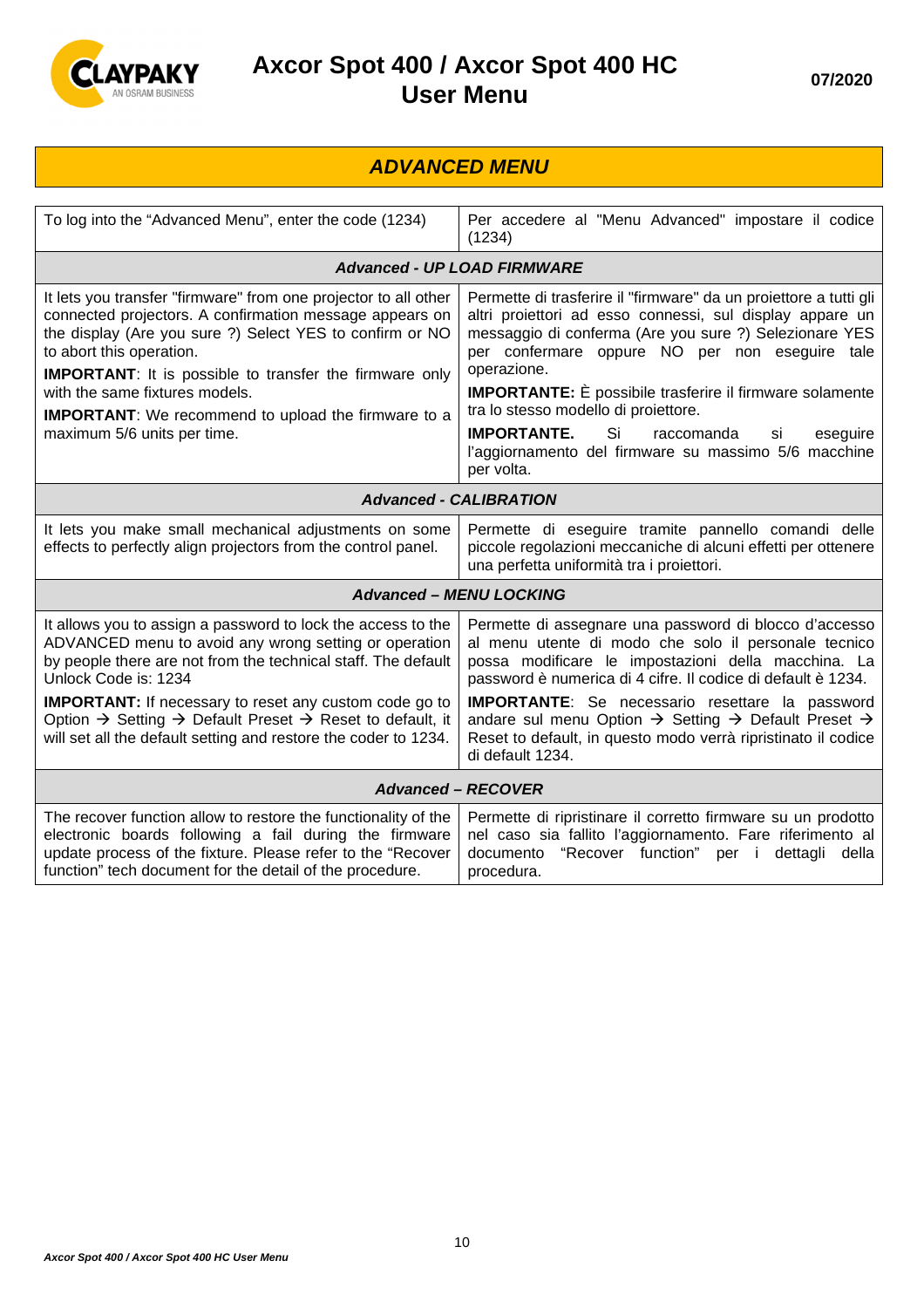# Axcor Spot 400 / Axcor Spot 400 HC User Menu

07/2020

## ADVANCED MENU

| | |
|---|---|
| To log into the "Advanced Menu", enter the code (1234) | Per accedere al "Menu Advanced" impostare il codice (1234) |
| ***Advanced - UP LOAD FIRMWARE*** | |
| It lets you transfer "firmware" from one projector to all other connected projectors. A confirmation message appears on the display (Are you sure ?) Select YES to confirm or NO to abort this operation.<br>**IMPORTANT**: It is possible to transfer the firmware only with the same fixtures models.<br>**IMPORTANT**: We recommend to upload the firmware to a maximum 5/6 units per time. | Permette di trasferire il "firmware" da un proiettore a tutti gli altri proiettori ad esso connessi, sul display appare un messaggio di conferma (Are you sure ?) Selezionare YES per confermare oppure NO per non eseguire tale operazione.<br>**IMPORTANTE:** È possibile trasferire il firmware solamente tra lo stesso modello di proiettore.<br>**IMPORTANTE.** Si raccomanda si eseguire l'aggiornamento del firmware su massimo 5/6 macchine per volta. |
| ***Advanced - CALIBRATION*** | |
| It lets you make small mechanical adjustments on some effects to perfectly align projectors from the control panel. | Permette di eseguire tramite pannello comandi delle piccole regolazioni meccaniche di alcuni effetti per ottenere una perfetta uniformità tra i proiettori. |
| ***Advanced – MENU LOCKING*** | |
| It allows you to assign a password to lock the access to the ADVANCED menu to avoid any wrong setting or operation by people there are not from the technical staff. The default Unlock Code is: 1234<br>**IMPORTANT:** If necessary to reset any custom code go to Option → Setting → Default Preset → Reset to default, it will set all the default setting and restore the coder to 1234. | Permette di assegnare una password di blocco d'accesso al menu utente di modo che solo il personale tecnico possa modificare le impostazioni della macchina. La password è numerica di 4 cifre. Il codice di default è 1234.<br>**IMPORTANTE**: Se necessario resettare la password andare sul menu Option → Setting → Default Preset → Reset to default, in questo modo verrà ripristinato il codice di default 1234. |
| ***Advanced – RECOVER*** | |
| The recover function allow to restore the functionality of the electronic boards following a fail during the firmware update process of the fixture. Please refer to the "Recover function" tech document for the detail of the procedure. | Permette di ripristinare il corretto firmware su un prodotto nel caso sia fallito l'aggiornamento. Fare riferimento al documento "Recover function" per i dettagli della procedura. |